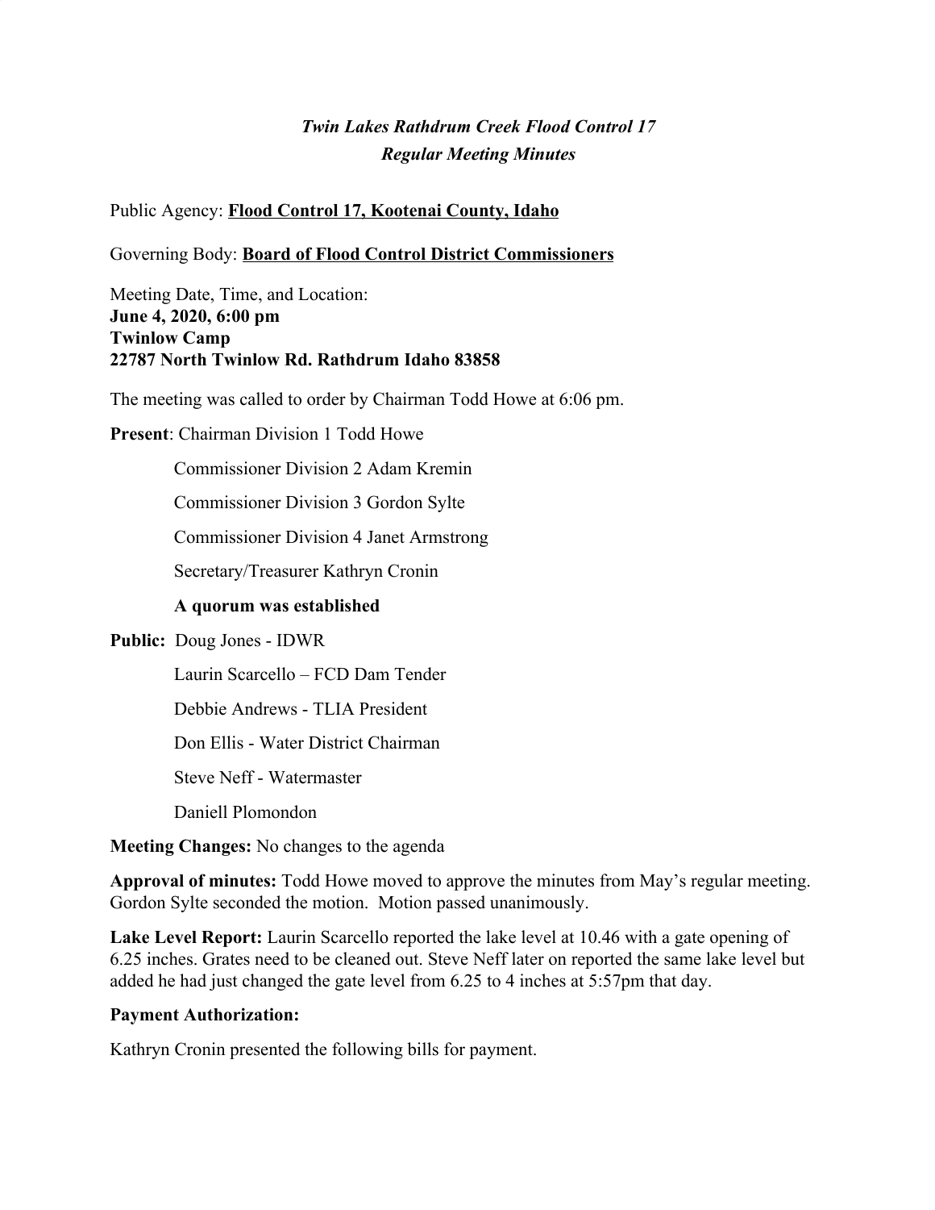***Twin Lakes Rathdrum Creek Flood Control 17***
***Regular Meeting Minutes***

Public Agency: **Flood Control 17, Kootenai County, Idaho**

Governing Body: **Board of Flood Control District Commissioners**

Meeting Date, Time, and Location:
**June 4, 2020, 6:00 pm**
**Twinlow Camp**
**22787 North Twinlow Rd. Rathdrum Idaho 83858**

The meeting was called to order by Chairman Todd Howe at 6:06 pm.

**Present**: Chairman Division 1 Todd Howe

Commissioner Division 2 Adam Kremin

Commissioner Division 3 Gordon Sylte

Commissioner Division 4 Janet Armstrong

Secretary/Treasurer Kathryn Cronin

**A quorum was established**

**Public:** Doug Jones - IDWR

Laurin Scarcello – FCD Dam Tender

Debbie Andrews - TLIA President

Don Ellis - Water District Chairman

Steve Neff - Watermaster

Daniell Plomondon

**Meeting Changes:** No changes to the agenda

**Approval of minutes:** Todd Howe moved to approve the minutes from May's regular meeting. Gordon Sylte seconded the motion. Motion passed unanimously.

**Lake Level Report:** Laurin Scarcello reported the lake level at 10.46 with a gate opening of 6.25 inches. Grates need to be cleaned out. Steve Neff later on reported the same lake level but added he had just changed the gate level from 6.25 to 4 inches at 5:57pm that day.

**Payment Authorization:**

Kathryn Cronin presented the following bills for payment.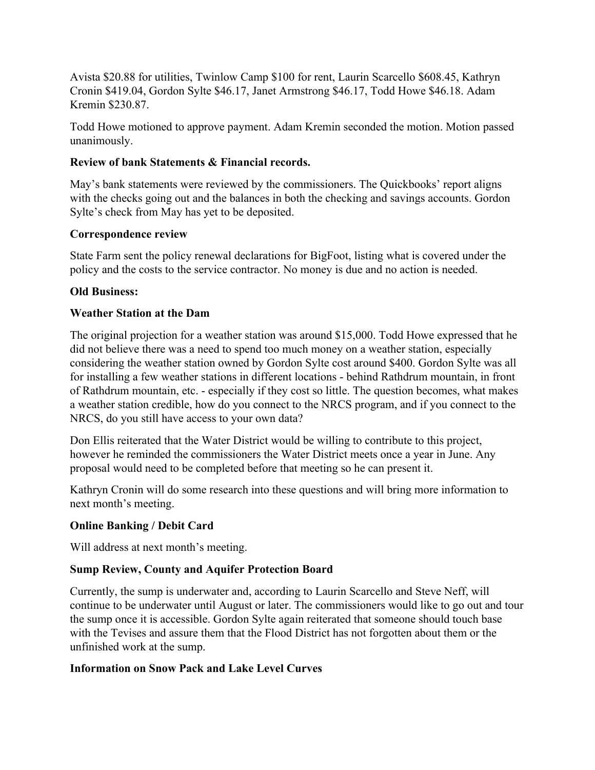Avista $20.88 for utilities, Twinlow Camp $100 for rent, Laurin Scarcello $608.45, Kathryn Cronin $419.04, Gordon Sylte $46.17, Janet Armstrong $46.17, Todd Howe $46.18. Adam Kremin $230.87.

Todd Howe motioned to approve payment. Adam Kremin seconded the motion. Motion passed unanimously.

**Review of bank Statements & Financial records.**

May's bank statements were reviewed by the commissioners. The Quickbooks' report aligns with the checks going out and the balances in both the checking and savings accounts. Gordon Sylte's check from May has yet to be deposited.

**Correspondence review**

State Farm sent the policy renewal declarations for BigFoot, listing what is covered under the policy and the costs to the service contractor. No money is due and no action is needed.

**Old Business:**

**Weather Station at the Dam**

The original projection for a weather station was around $15,000. Todd Howe expressed that he did not believe there was a need to spend too much money on a weather station, especially considering the weather station owned by Gordon Sylte cost around $400. Gordon Sylte was all for installing a few weather stations in different locations - behind Rathdrum mountain, in front of Rathdrum mountain, etc. - especially if they cost so little. The question becomes, what makes a weather station credible, how do you connect to the NRCS program, and if you connect to the NRCS, do you still have access to your own data?

Don Ellis reiterated that the Water District would be willing to contribute to this project, however he reminded the commissioners the Water District meets once a year in June. Any proposal would need to be completed before that meeting so he can present it.

Kathryn Cronin will do some research into these questions and will bring more information to next month's meeting.

**Online Banking / Debit Card**

Will address at next month's meeting.

**Sump Review, County and Aquifer Protection Board**

Currently, the sump is underwater and, according to Laurin Scarcello and Steve Neff, will continue to be underwater until August or later. The commissioners would like to go out and tour the sump once it is accessible. Gordon Sylte again reiterated that someone should touch base with the Tevises and assure them that the Flood District has not forgotten about them or the unfinished work at the sump.

**Information on Snow Pack and Lake Level Curves**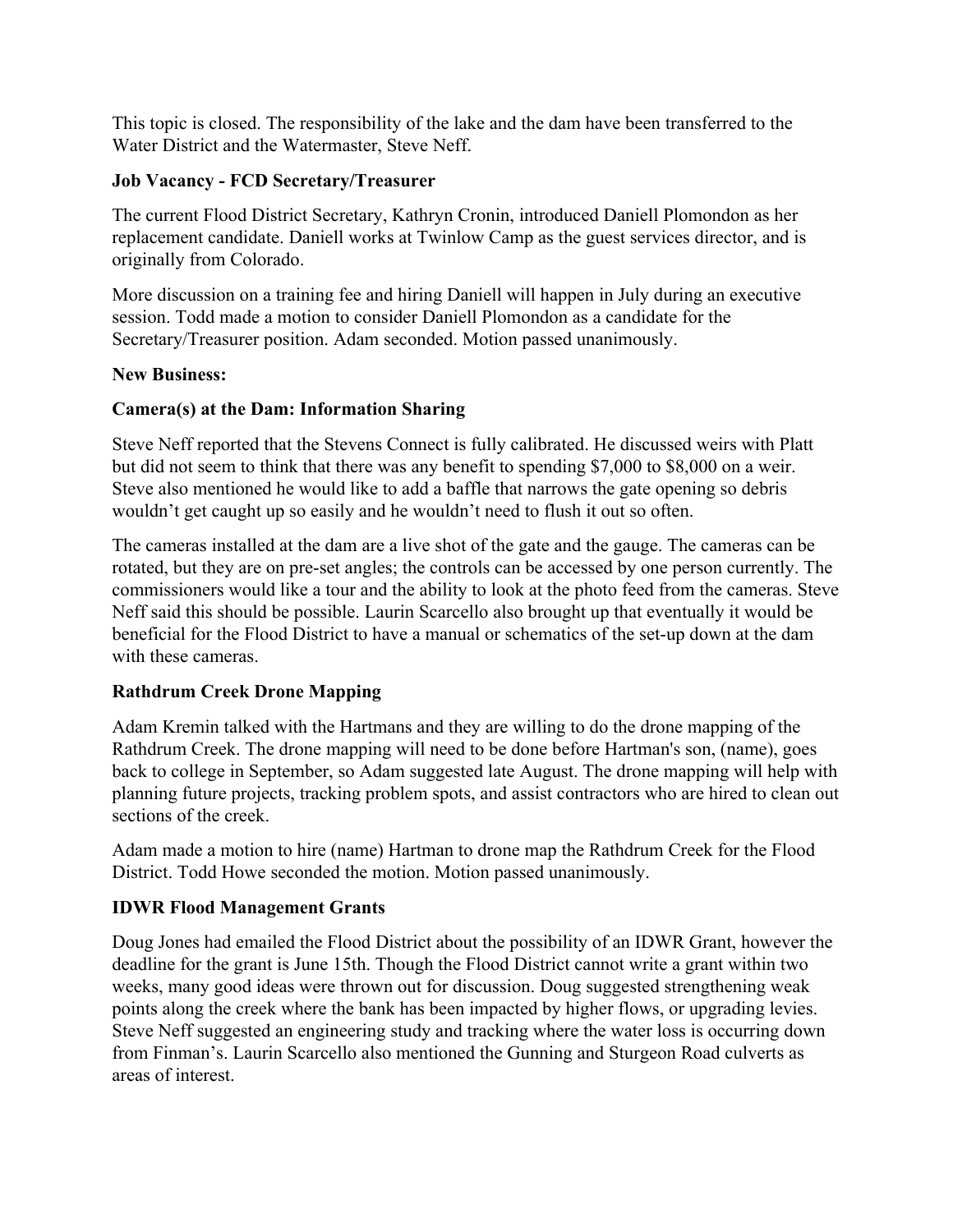This topic is closed. The responsibility of the lake and the dam have been transferred to the Water District and the Watermaster, Steve Neff.

**Job Vacancy - FCD Secretary/Treasurer**

The current Flood District Secretary, Kathryn Cronin, introduced Daniell Plomondon as her replacement candidate. Daniell works at Twinlow Camp as the guest services director, and is originally from Colorado.

More discussion on a training fee and hiring Daniell will happen in July during an executive session. Todd made a motion to consider Daniell Plomondon as a candidate for the Secretary/Treasurer position. Adam seconded. Motion passed unanimously.

**New Business:**

**Camera(s) at the Dam: Information Sharing**

Steve Neff reported that the Stevens Connect is fully calibrated. He discussed weirs with Platt but did not seem to think that there was any benefit to spending $7,000 to $8,000 on a weir. Steve also mentioned he would like to add a baffle that narrows the gate opening so debris wouldn't get caught up so easily and he wouldn't need to flush it out so often.

The cameras installed at the dam are a live shot of the gate and the gauge. The cameras can be rotated, but they are on pre-set angles; the controls can be accessed by one person currently. The commissioners would like a tour and the ability to look at the photo feed from the cameras. Steve Neff said this should be possible. Laurin Scarcello also brought up that eventually it would be beneficial for the Flood District to have a manual or schematics of the set-up down at the dam with these cameras.

**Rathdrum Creek Drone Mapping**

Adam Kremin talked with the Hartmans and they are willing to do the drone mapping of the Rathdrum Creek. The drone mapping will need to be done before Hartman's son, (name), goes back to college in September, so Adam suggested late August. The drone mapping will help with planning future projects, tracking problem spots, and assist contractors who are hired to clean out sections of the creek.

Adam made a motion to hire (name) Hartman to drone map the Rathdrum Creek for the Flood District. Todd Howe seconded the motion. Motion passed unanimously.

**IDWR Flood Management Grants**

Doug Jones had emailed the Flood District about the possibility of an IDWR Grant, however the deadline for the grant is June 15th. Though the Flood District cannot write a grant within two weeks, many good ideas were thrown out for discussion. Doug suggested strengthening weak points along the creek where the bank has been impacted by higher flows, or upgrading levies. Steve Neff suggested an engineering study and tracking where the water loss is occurring down from Finman's. Laurin Scarcello also mentioned the Gunning and Sturgeon Road culverts as areas of interest.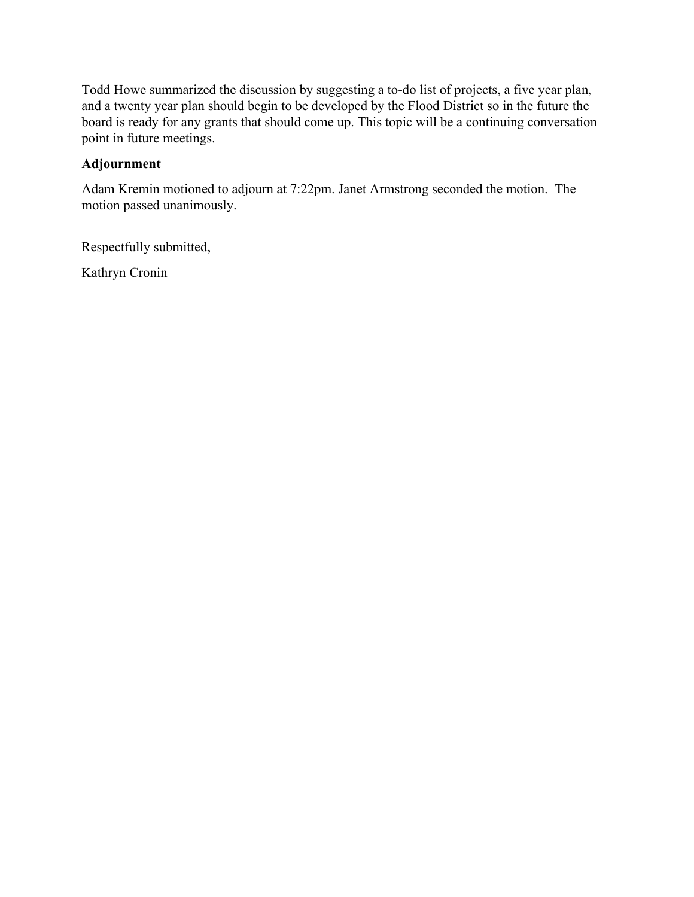Todd Howe summarized the discussion by suggesting a to-do list of projects, a five year plan, and a twenty year plan should begin to be developed by the Flood District so in the future the board is ready for any grants that should come up. This topic will be a continuing conversation point in future meetings.

**Adjournment**

Adam Kremin motioned to adjourn at 7:22pm. Janet Armstrong seconded the motion. The motion passed unanimously.

Respectfully submitted,

Kathryn Cronin